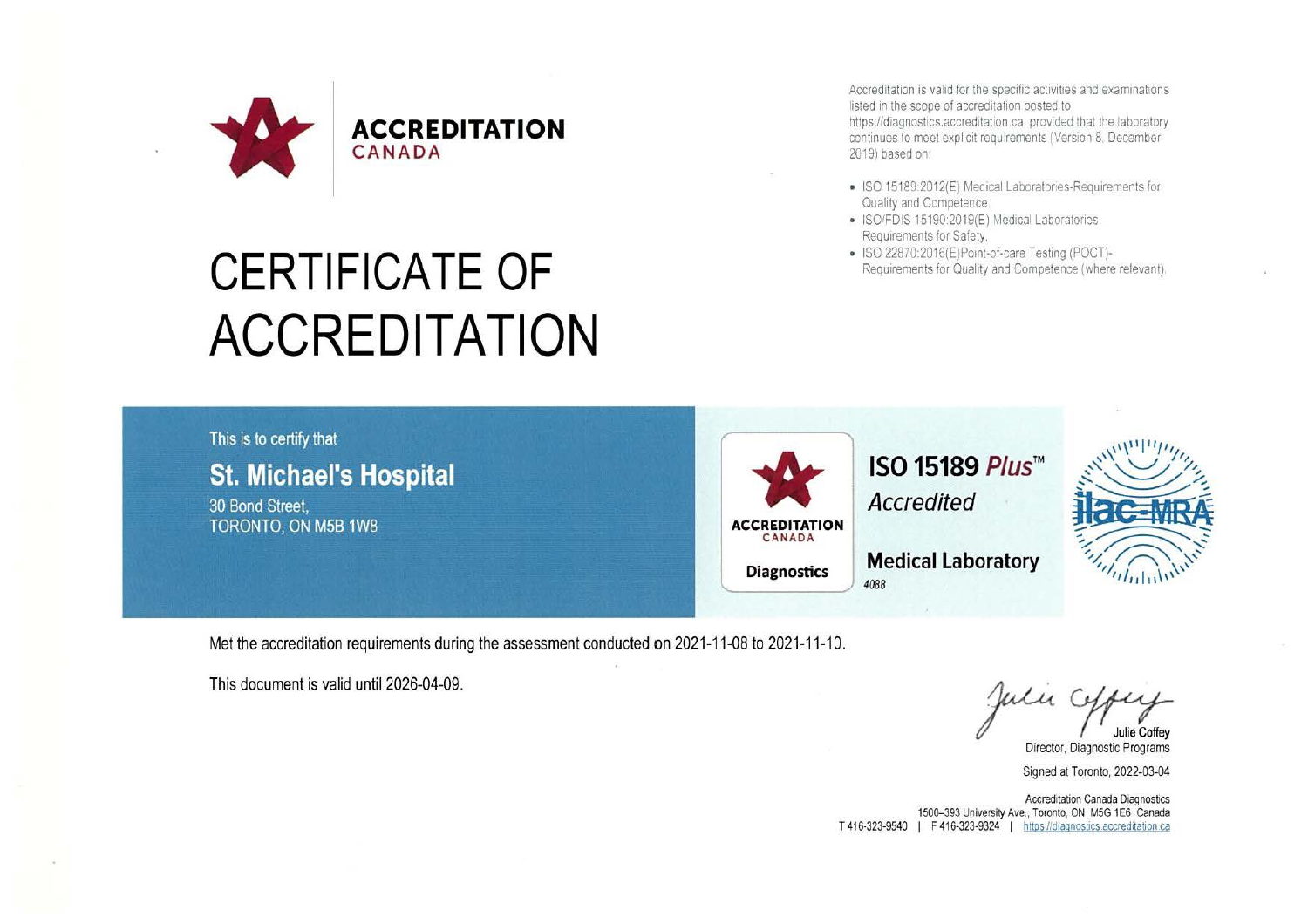**ACCREDITATION**
CANADA

# CERTIFICATE OF ACCREDITATION

Accreditation is valid for the specific activities and examinations listed in the scope of accreditation posted to https://diagnostics.accreditation.ca, provided that the laboratory continues to meet explicit requirements (Version 8, December 2019) based on:

- ISO 15189:2012(E) Medical Laboratories-Requirements for Quality and Competence,
- ISO/FDIS 15190:2019(E) Medical Laboratories-Requirements for Safety,
- ISO 22870:2016(E) Point-of-care Testing (POCT)-Requirements for Quality and Competence (where relevant).

This is to certify that

## St. Michael's Hospital

30 Bond Street,
TORONTO, ON M5B 1W8

ACCREDITATION CANADA
**Diagnostics**

**ISO 15189 *Plus*™**
*Accredited*

**Medical Laboratory**
*4088*

ilac-MRA

Met the accreditation requirements during the assessment conducted on 2021-11-08 to 2021-11-10.

This document is valid until 2026-04-09.

Julie Coffey
Director, Diagnostic Programs

Signed at Toronto, 2022-03-04

Accreditation Canada Diagnostics
1500–393 University Ave., Toronto, ON M5G 1E6 Canada
T 416-323-9540 | F 416-323-9324 | https://diagnostics.accreditation.ca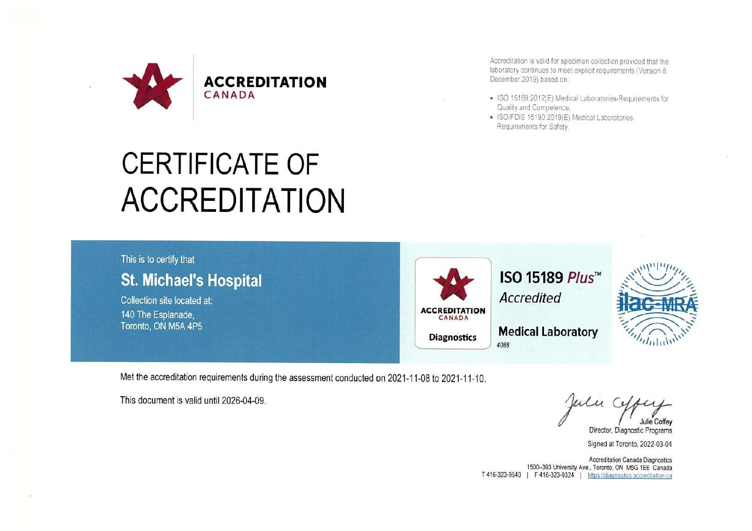**ACCREDITATION**
**CANADA**

Accreditation is valid for specimen collection provided that the laboratory continues to meet explicit requirements (Version 8, December 2019) based on:

- ISO 15189:2012(E) Medical Laboratories-Requirements for Quality and Competence,
- ISO/FDIS 15190:2019(E) Medical Laboratories-Requirements for Safety.

# CERTIFICATE OF ACCREDITATION

This is to certify that

## St. Michael's Hospital

Collection site located at:
140 The Esplanade,
Toronto, ON M5A 4P5

**ACCREDITATION CANADA**
**Diagnostics**

**ISO 15189 *Plus*™**
*Accredited*

**Medical Laboratory**
*4088*

ilac-MRA

Met the accreditation requirements during the assessment conducted on 2021-11-08 to 2021-11-10.

This document is valid until 2026-04-09.

Julie Coffey
Director, Diagnostic Programs

Signed at Toronto, 2022-03-04

Accreditation Canada Diagnostics
1500–393 University Ave., Toronto, ON M5G 1E6 Canada
T 416-323-9540 | F 416-323-9324 | https://diagnostics.accreditation.ca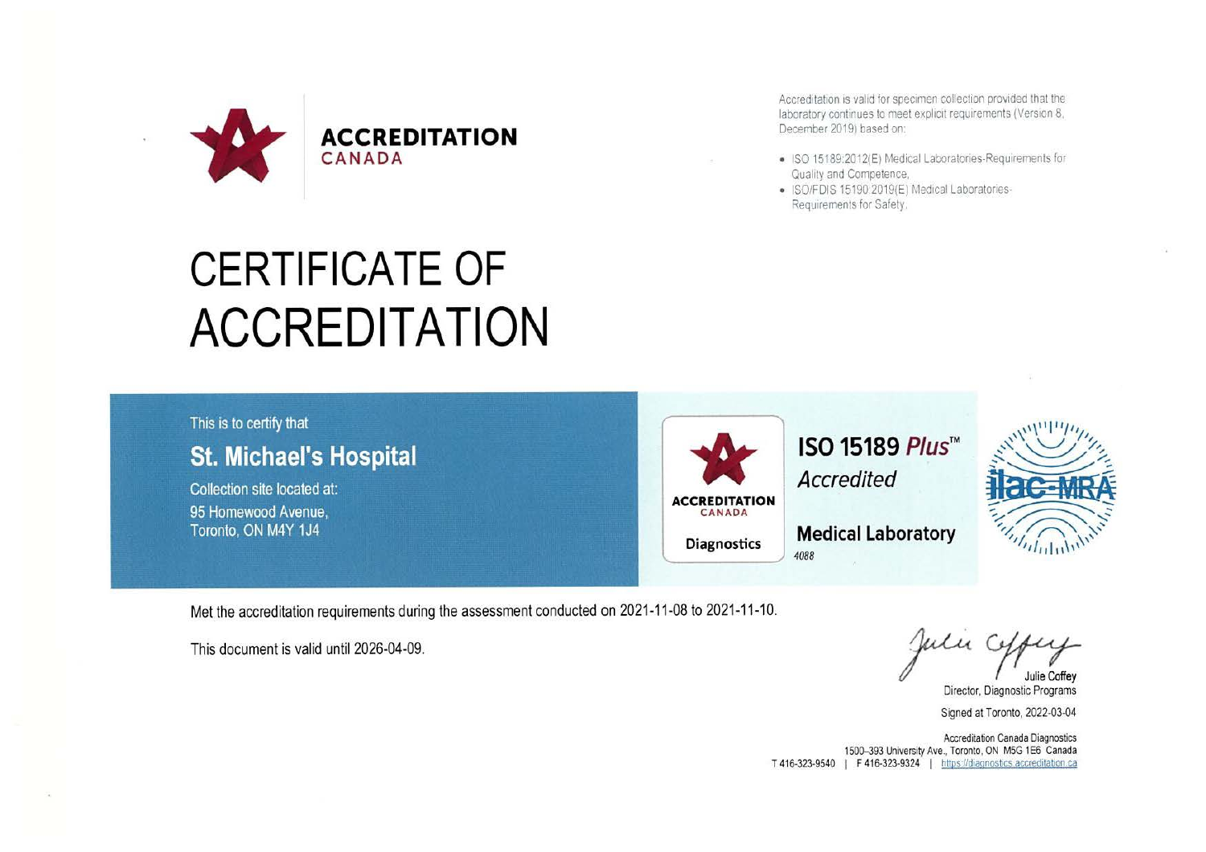**ACCREDITATION**
CANADA

Accreditation is valid for specimen collection provided that the laboratory continues to meet explicit requirements (Version 8, December 2019) based on:

- ISO 15189:2012(E) Medical Laboratories-Requirements for Quality and Competence,
- ISO/FDIS 15190:2019(E) Medical Laboratories-Requirements for Safety.

# CERTIFICATE OF ACCREDITATION

This is to certify that

## St. Michael's Hospital

Collection site located at:
95 Homewood Avenue,
Toronto, ON M4Y 1J4

**ACCREDITATION** CANADA
**Diagnostics**

**ISO 15189 *Plus*™**
*Accredited*

**Medical Laboratory**
*4088*

ilac-MRA

Met the accreditation requirements during the assessment conducted on 2021-11-08 to 2021-11-10.

This document is valid until 2026-04-09.

Julie Coffey
Director, Diagnostic Programs

Signed at Toronto, 2022-03-04

Accreditation Canada Diagnostics
1500–393 University Ave., Toronto, ON M5G 1E6 Canada
T 416-323-9540 | F 416-323-9324 | https://diagnostics.accreditation.ca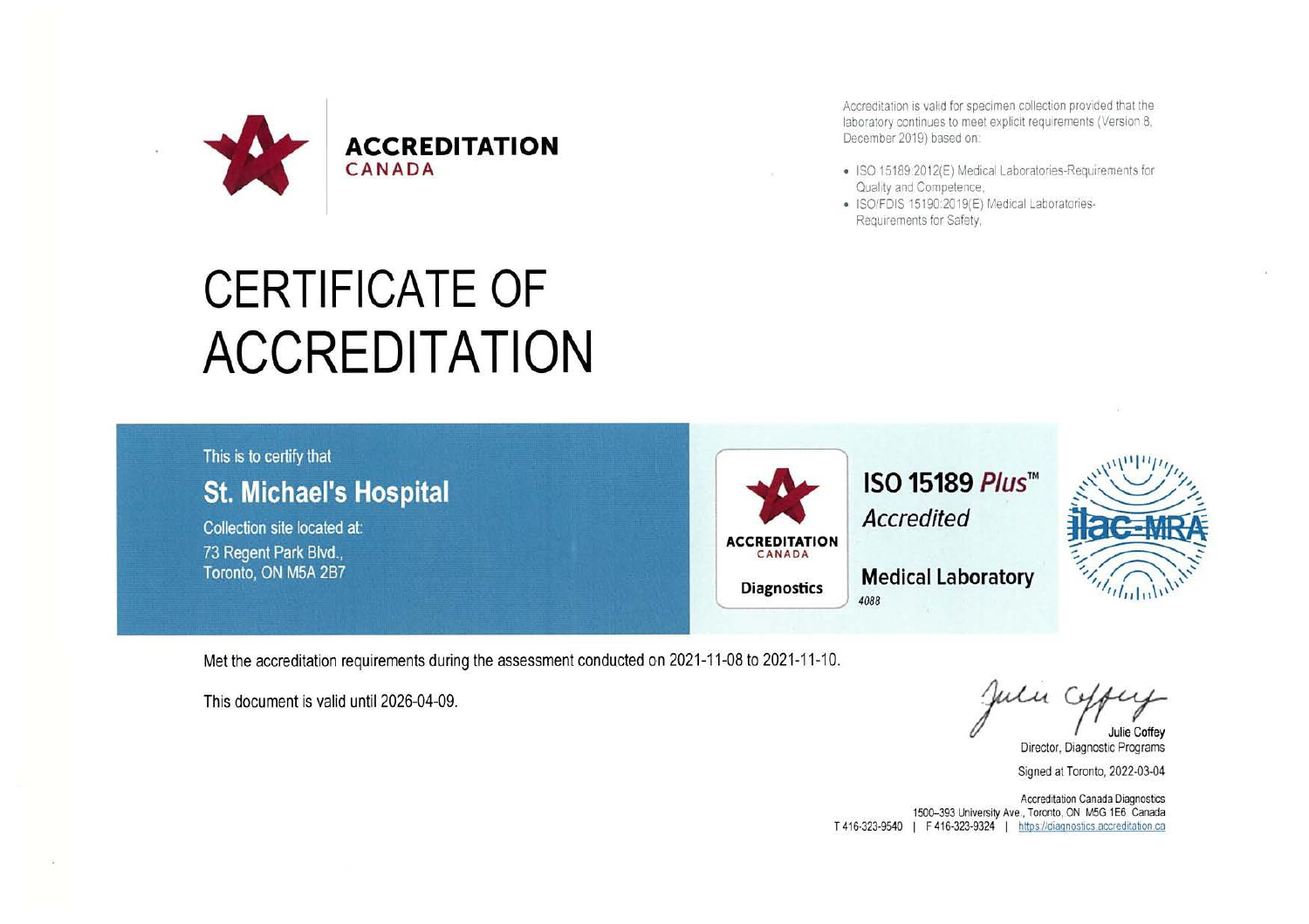**ACCREDITATION**
**CANADA**

Accreditation is valid for specimen collection provided that the laboratory continues to meet explicit requirements (Version 8, December 2019) based on:

- ISO 15189:2012(E) Medical Laboratories-Requirements for Quality and Competence,
- ISO/FDIS 15190:2019(E) Medical Laboratories-Requirements for Safety,

# CERTIFICATE OF ACCREDITATION

This is to certify that

## St. Michael's Hospital

Collection site located at:
73 Regent Park Blvd.,
Toronto, ON M5A 2B7

ACCREDITATION CANADA
Diagnostics

**ISO 15189 *Plus*™**
*Accredited*

**Medical Laboratory**
*4088*

ilac-MRA

Met the accreditation requirements during the assessment conducted on 2021-11-08 to 2021-11-10.

This document is valid until 2026-04-09.

Julie Coffey
Director, Diagnostic Programs

Signed at Toronto, 2022-03-04

Accreditation Canada Diagnostics
1500–393 University Ave., Toronto, ON M5G 1E6 Canada
T 416-323-9540 | F 416-323-9324 | https://diagnostics.accreditation.ca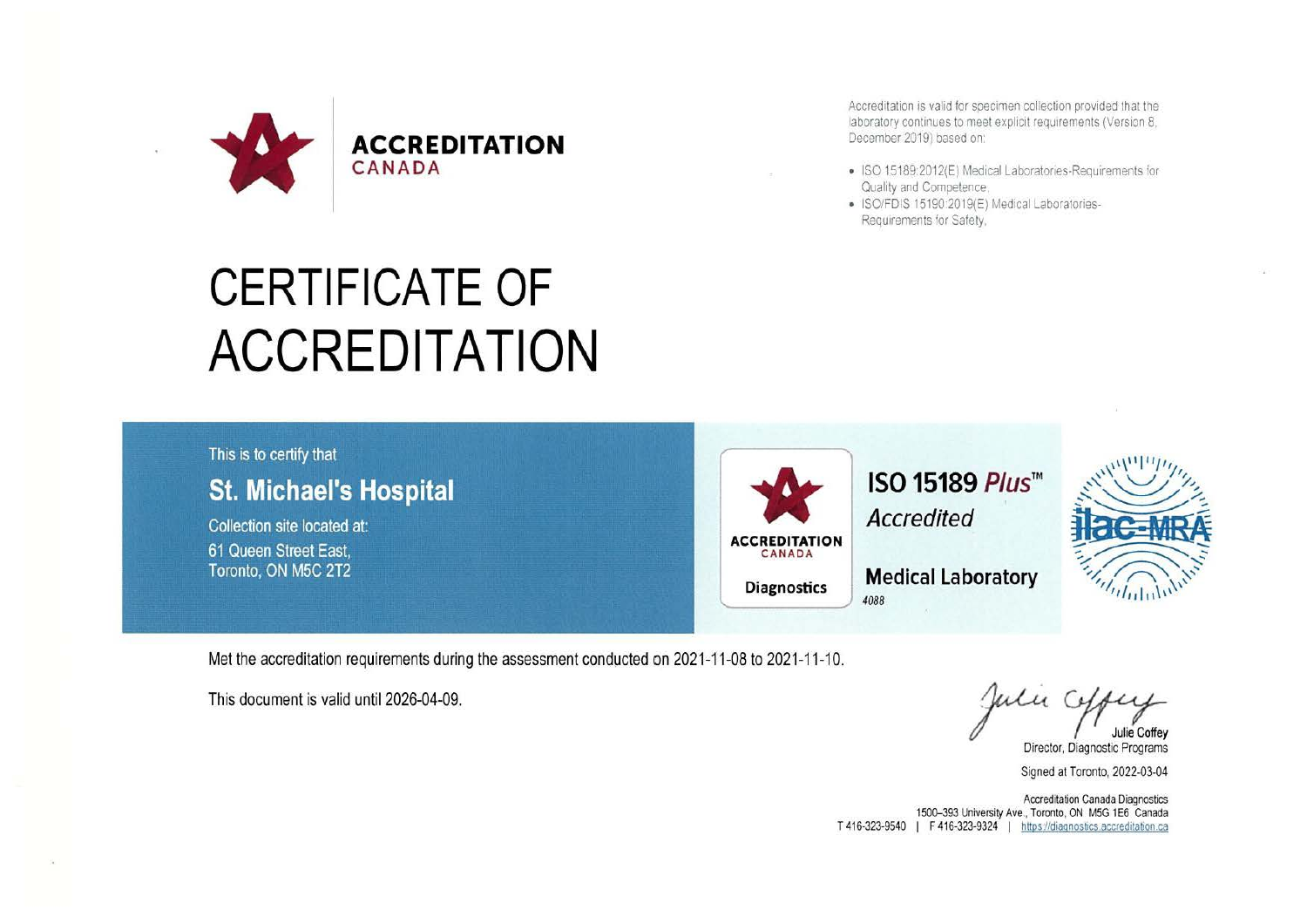**ACCREDITATION**
CANADA

Accreditation is valid for specimen collection provided that the laboratory continues to meet explicit requirements (Version 8, December 2019) based on:

- ISO 15189:2012(E) Medical Laboratories-Requirements for Quality and Competence,
- ISO/FDIS 15190:2019(E) Medical Laboratories-Requirements for Safety,

# CERTIFICATE OF ACCREDITATION

This is to certify that

## St. Michael's Hospital

Collection site located at:
61 Queen Street East,
Toronto, ON M5C 2T2

ACCREDITATION CANADA
Diagnostics

**ISO 15189 *Plus*™**
*Accredited*

**Medical Laboratory**
*4088*

ilac-MRA

Met the accreditation requirements during the assessment conducted on 2021-11-08 to 2021-11-10.

This document is valid until 2026-04-09.

Julie Coffey
Director, Diagnostic Programs

Signed at Toronto, 2022-03-04

Accreditation Canada Diagnostics
1500–393 University Ave., Toronto, ON M5G 1E6 Canada
T 416-323-9540 | F 416-323-9324 | https://diagnostics.accreditation.ca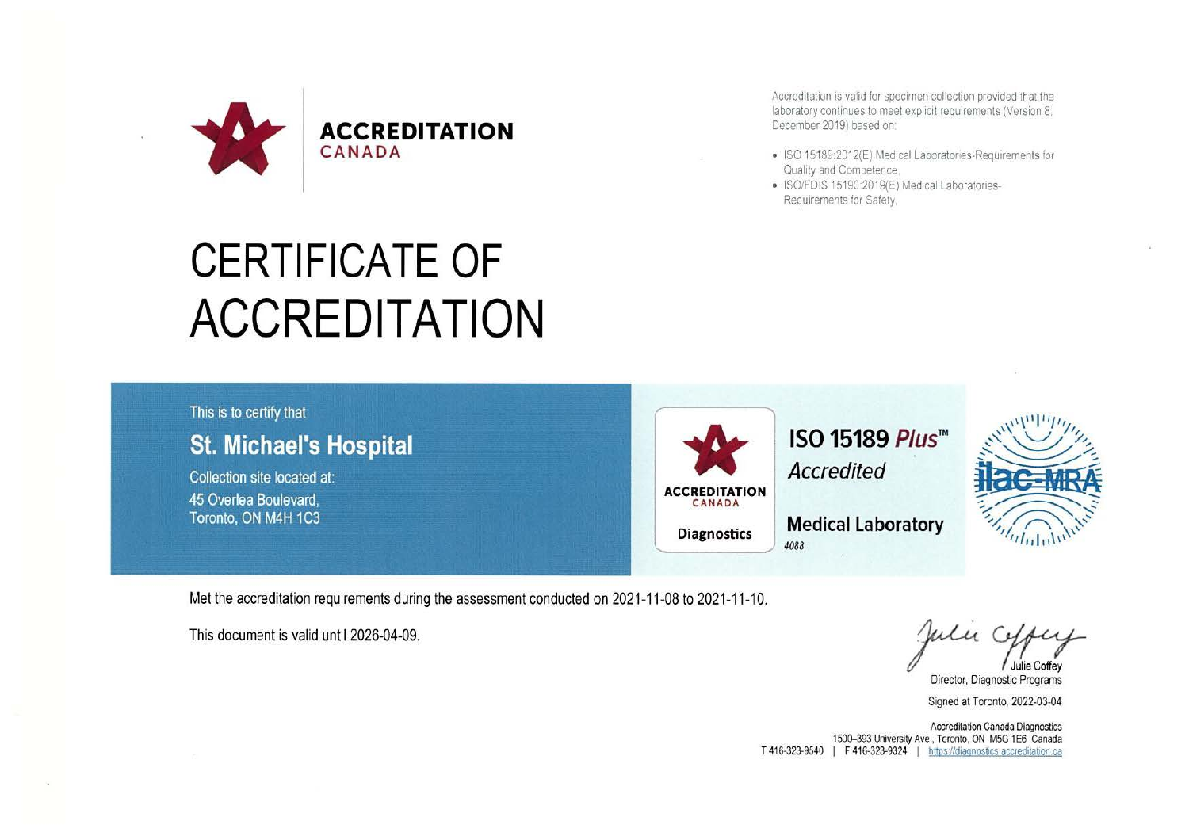ACCREDITATION
CANADA

Accreditation is valid for specimen collection provided that the laboratory continues to meet explicit requirements (Version 8, December 2019) based on:

- ISO 15189:2012(E) Medical Laboratories-Requirements for Quality and Competence,
- ISO/FDIS 15190:2019(E) Medical Laboratories-Requirements for Safety,

# CERTIFICATE OF ACCREDITATION

This is to certify that

## St. Michael's Hospital

Collection site located at:
45 Overlea Boulevard,
Toronto, ON M4H 1C3

ACCREDITATION CANADA
Diagnostics

**ISO 15189 *Plus*™**
*Accredited*

**Medical Laboratory**
*4088*

ilac-MRA

Met the accreditation requirements during the assessment conducted on 2021-11-08 to 2021-11-10.

This document is valid until 2026-04-09.

Julie Coffey
Director, Diagnostic Programs

Signed at Toronto, 2022-03-04

Accreditation Canada Diagnostics
1500–393 University Ave., Toronto, ON M5G 1E6 Canada
T 416-323-9540 | F 416-323-9324 | https://diagnostics.accreditation.ca